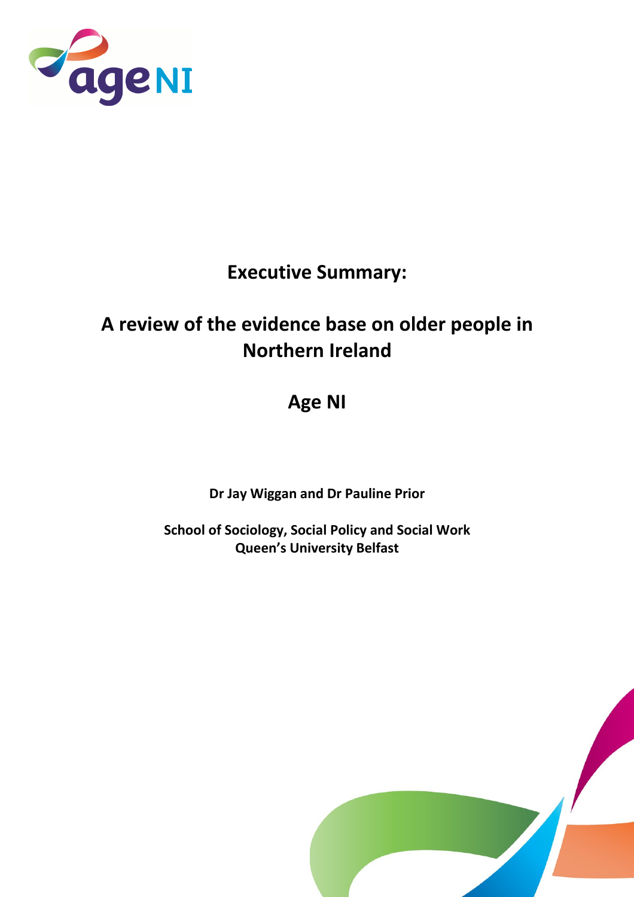# Executive Summary:

# A review of the evidence base on older people in Northern Ireland

## Age NI

**Dr Jay Wiggan and Dr Pauline Prior**

**School of Sociology, Social Policy and Social Work**
**Queen's University Belfast**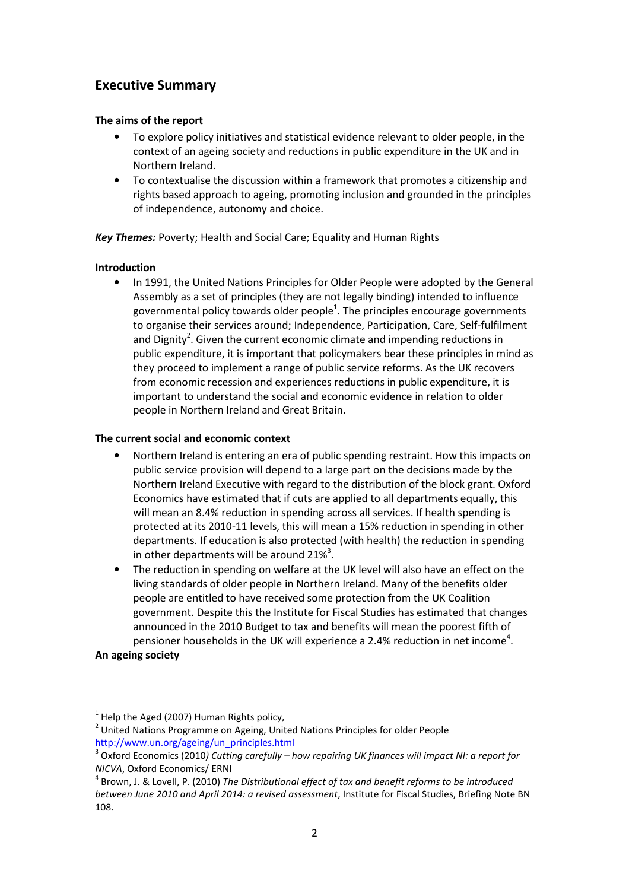## Executive Summary

**The aims of the report**

- To explore policy initiatives and statistical evidence relevant to older people, in the context of an ageing society and reductions in public expenditure in the UK and in Northern Ireland.
- To contextualise the discussion within a framework that promotes a citizenship and rights based approach to ageing, promoting inclusion and grounded in the principles of independence, autonomy and choice.

***Key Themes:*** Poverty; Health and Social Care; Equality and Human Rights

**Introduction**

- In 1991, the United Nations Principles for Older People were adopted by the General Assembly as a set of principles (they are not legally binding) intended to influence governmental policy towards older people[1]. The principles encourage governments to organise their services around; Independence, Participation, Care, Self-fulfilment and Dignity[2]. Given the current economic climate and impending reductions in public expenditure, it is important that policymakers bear these principles in mind as they proceed to implement a range of public service reforms. As the UK recovers from economic recession and experiences reductions in public expenditure, it is important to understand the social and economic evidence in relation to older people in Northern Ireland and Great Britain.

**The current social and economic context**

- Northern Ireland is entering an era of public spending restraint. How this impacts on public service provision will depend to a large part on the decisions made by the Northern Ireland Executive with regard to the distribution of the block grant. Oxford Economics have estimated that if cuts are applied to all departments equally, this will mean an 8.4% reduction in spending across all services. If health spending is protected at its 2010-11 levels, this will mean a 15% reduction in spending in other departments. If education is also protected (with health) the reduction in spending in other departments will be around 21%[3].
- The reduction in spending on welfare at the UK level will also have an effect on the living standards of older people in Northern Ireland. Many of the benefits older people are entitled to have received some protection from the UK Coalition government. Despite this the Institute for Fiscal Studies has estimated that changes announced in the 2010 Budget to tax and benefits will mean the poorest fifth of pensioner households in the UK will experience a 2.4% reduction in net income[4].

**An ageing society**

---

[1] Help the Aged (2007) Human Rights policy,

[2] United Nations Programme on Ageing, United Nations Principles for older People http://www.un.org/ageing/un_principles.html

[3] Oxford Economics (2010*) Cutting carefully – how repairing UK finances will impact NI: a report for NICVA*, Oxford Economics/ ERNI

[4] Brown, J. & Lovell, P. (2010) *The Distributional effect of tax and benefit reforms to be introduced between June 2010 and April 2014: a revised assessment*, Institute for Fiscal Studies, Briefing Note BN 108.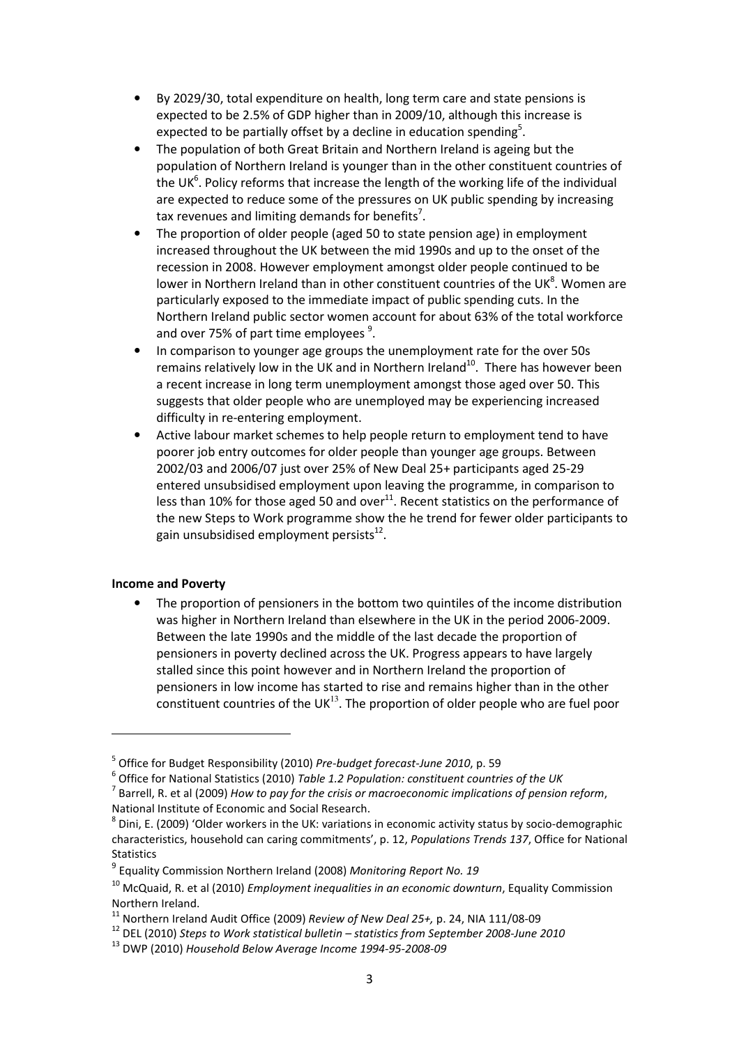- By 2029/30, total expenditure on health, long term care and state pensions is expected to be 2.5% of GDP higher than in 2009/10, although this increase is expected to be partially offset by a decline in education spending[5].
- The population of both Great Britain and Northern Ireland is ageing but the population of Northern Ireland is younger than in the other constituent countries of the UK[6]. Policy reforms that increase the length of the working life of the individual are expected to reduce some of the pressures on UK public spending by increasing tax revenues and limiting demands for benefits[7].
- The proportion of older people (aged 50 to state pension age) in employment increased throughout the UK between the mid 1990s and up to the onset of the recession in 2008. However employment amongst older people continued to be lower in Northern Ireland than in other constituent countries of the UK[8]. Women are particularly exposed to the immediate impact of public spending cuts. In the Northern Ireland public sector women account for about 63% of the total workforce and over 75% of part time employees [9].
- In comparison to younger age groups the unemployment rate for the over 50s remains relatively low in the UK and in Northern Ireland[10]. There has however been a recent increase in long term unemployment amongst those aged over 50. This suggests that older people who are unemployed may be experiencing increased difficulty in re-entering employment.
- Active labour market schemes to help people return to employment tend to have poorer job entry outcomes for older people than younger age groups. Between 2002/03 and 2006/07 just over 25% of New Deal 25+ participants aged 25-29 entered unsubsidised employment upon leaving the programme, in comparison to less than 10% for those aged 50 and over[11]. Recent statistics on the performance of the new Steps to Work programme show the he trend for fewer older participants to gain unsubsidised employment persists[12].

**Income and Poverty**

- The proportion of pensioners in the bottom two quintiles of the income distribution was higher in Northern Ireland than elsewhere in the UK in the period 2006-2009. Between the late 1990s and the middle of the last decade the proportion of pensioners in poverty declined across the UK. Progress appears to have largely stalled since this point however and in Northern Ireland the proportion of pensioners in low income has started to rise and remains higher than in the other constituent countries of the UK[13]. The proportion of older people who are fuel poor

---

[5] Office for Budget Responsibility (2010) *Pre-budget forecast-June 2010*, p. 59

[6] Office for National Statistics (2010) *Table 1.2 Population: constituent countries of the UK*

[7] Barrell, R. et al (2009) *How to pay for the crisis or macroeconomic implications of pension reform*, National Institute of Economic and Social Research.

[8] Dini, E. (2009) 'Older workers in the UK: variations in economic activity status by socio-demographic characteristics, household can caring commitments', p. 12, *Populations Trends 137*, Office for National Statistics

[9] Equality Commission Northern Ireland (2008) *Monitoring Report No. 19*

[10] McQuaid, R. et al (2010) *Employment inequalities in an economic downturn*, Equality Commission Northern Ireland.

[11] Northern Ireland Audit Office (2009) *Review of New Deal 25+,* p. 24, NIA 111/08-09

[12] DEL (2010) *Steps to Work statistical bulletin – statistics from September 2008-June 2010*

[13] DWP (2010) *Household Below Average Income 1994-95-2008-09*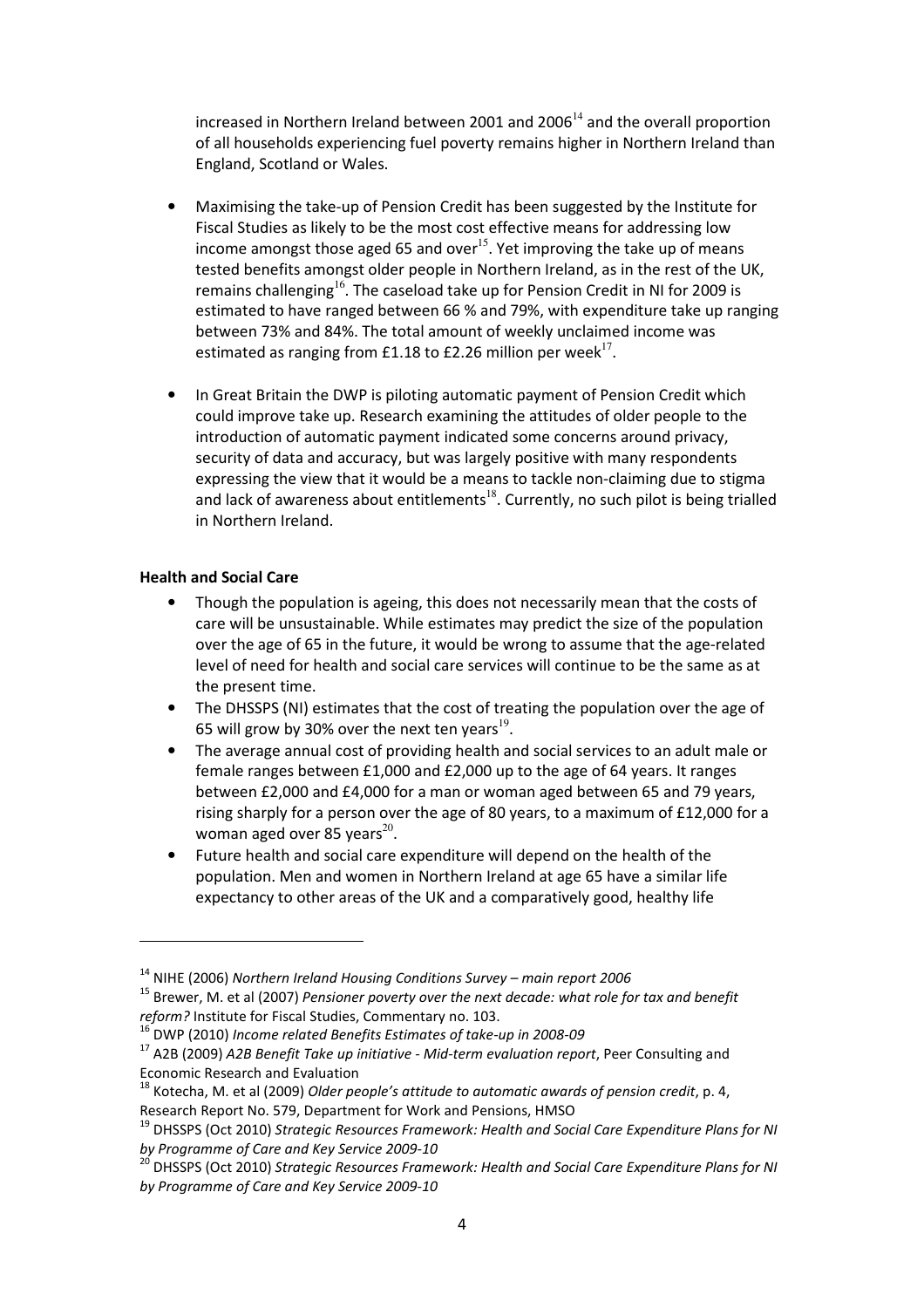increased in Northern Ireland between 2001 and 2006[14] and the overall proportion of all households experiencing fuel poverty remains higher in Northern Ireland than England, Scotland or Wales.

- Maximising the take-up of Pension Credit has been suggested by the Institute for Fiscal Studies as likely to be the most cost effective means for addressing low income amongst those aged 65 and over[15]. Yet improving the take up of means tested benefits amongst older people in Northern Ireland, as in the rest of the UK, remains challenging[16]. The caseload take up for Pension Credit in NI for 2009 is estimated to have ranged between 66 % and 79%, with expenditure take up ranging between 73% and 84%. The total amount of weekly unclaimed income was estimated as ranging from £1.18 to £2.26 million per week[17].

- In Great Britain the DWP is piloting automatic payment of Pension Credit which could improve take up. Research examining the attitudes of older people to the introduction of automatic payment indicated some concerns around privacy, security of data and accuracy, but was largely positive with many respondents expressing the view that it would be a means to tackle non-claiming due to stigma and lack of awareness about entitlements[18]. Currently, no such pilot is being trialled in Northern Ireland.

**Health and Social Care**

- Though the population is ageing, this does not necessarily mean that the costs of care will be unsustainable. While estimates may predict the size of the population over the age of 65 in the future, it would be wrong to assume that the age-related level of need for health and social care services will continue to be the same as at the present time.
- The DHSSPS (NI) estimates that the cost of treating the population over the age of 65 will grow by 30% over the next ten years[19].
- The average annual cost of providing health and social services to an adult male or female ranges between £1,000 and £2,000 up to the age of 64 years. It ranges between £2,000 and £4,000 for a man or woman aged between 65 and 79 years, rising sharply for a person over the age of 80 years, to a maximum of £12,000 for a woman aged over 85 years[20].
- Future health and social care expenditure will depend on the health of the population. Men and women in Northern Ireland at age 65 have a similar life expectancy to other areas of the UK and a comparatively good, healthy life

---

[14] NIHE (2006) *Northern Ireland Housing Conditions Survey – main report 2006*

[15] Brewer, M. et al (2007) *Pensioner poverty over the next decade: what role for tax and benefit reform?* Institute for Fiscal Studies, Commentary no. 103.

[16] DWP (2010) *Income related Benefits Estimates of take-up in 2008-09*

[17] A2B (2009) *A2B Benefit Take up initiative - Mid-term evaluation report*, Peer Consulting and Economic Research and Evaluation

[18] Kotecha, M. et al (2009) *Older people's attitude to automatic awards of pension credit*, p. 4, Research Report No. 579, Department for Work and Pensions, HMSO

[19] DHSSPS (Oct 2010) *Strategic Resources Framework: Health and Social Care Expenditure Plans for NI by Programme of Care and Key Service 2009-10*

[20] DHSSPS (Oct 2010) *Strategic Resources Framework: Health and Social Care Expenditure Plans for NI by Programme of Care and Key Service 2009-10*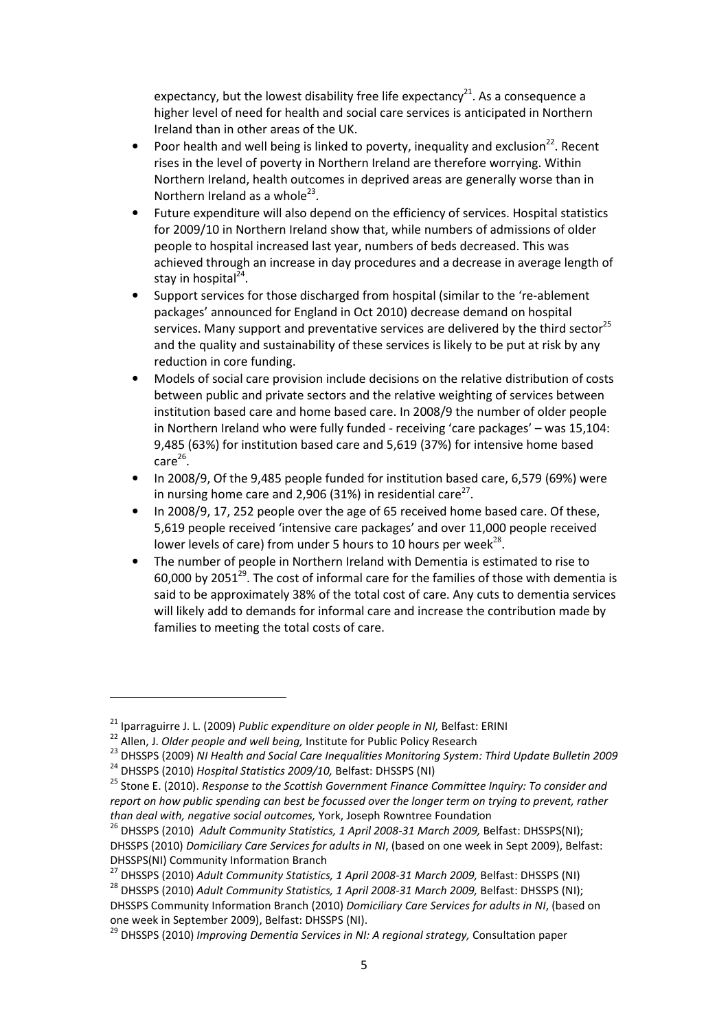expectancy, but the lowest disability free life expectancy[21]. As a consequence a higher level of need for health and social care services is anticipated in Northern Ireland than in other areas of the UK.

- Poor health and well being is linked to poverty, inequality and exclusion[22]. Recent rises in the level of poverty in Northern Ireland are therefore worrying. Within Northern Ireland, health outcomes in deprived areas are generally worse than in Northern Ireland as a whole[23].
- Future expenditure will also depend on the efficiency of services. Hospital statistics for 2009/10 in Northern Ireland show that, while numbers of admissions of older people to hospital increased last year, numbers of beds decreased. This was achieved through an increase in day procedures and a decrease in average length of stay in hospital[24].
- Support services for those discharged from hospital (similar to the 're-ablement packages' announced for England in Oct 2010) decrease demand on hospital services. Many support and preventative services are delivered by the third sector[25] and the quality and sustainability of these services is likely to be put at risk by any reduction in core funding.
- Models of social care provision include decisions on the relative distribution of costs between public and private sectors and the relative weighting of services between institution based care and home based care. In 2008/9 the number of older people in Northern Ireland who were fully funded - receiving 'care packages' – was 15,104: 9,485 (63%) for institution based care and 5,619 (37%) for intensive home based care[26].
- In 2008/9, Of the 9,485 people funded for institution based care, 6,579 (69%) were in nursing home care and 2,906 (31%) in residential care[27].
- In 2008/9, 17, 252 people over the age of 65 received home based care. Of these, 5,619 people received 'intensive care packages' and over 11,000 people received lower levels of care) from under 5 hours to 10 hours per week[28].
- The number of people in Northern Ireland with Dementia is estimated to rise to 60,000 by 2051[29]. The cost of informal care for the families of those with dementia is said to be approximately 38% of the total cost of care. Any cuts to dementia services will likely add to demands for informal care and increase the contribution made by families to meeting the total costs of care.

---

[21] Iparraguirre J. L. (2009) *Public expenditure on older people in NI,* Belfast: ERINI

[22] Allen, J. *Older people and well being,* Institute for Public Policy Research

[23] DHSSPS (2009) *NI Health and Social Care Inequalities Monitoring System: Third Update Bulletin 2009*

[24] DHSSPS (2010) *Hospital Statistics 2009/10,* Belfast: DHSSPS (NI)

[25] Stone E. (2010). *Response to the Scottish Government Finance Committee Inquiry: To consider and report on how public spending can best be focussed over the longer term on trying to prevent, rather than deal with, negative social outcomes,* York, Joseph Rowntree Foundation

[26] DHSSPS (2010) *Adult Community Statistics, 1 April 2008-31 March 2009,* Belfast: DHSSPS(NI); DHSSPS (2010) *Domiciliary Care Services for adults in NI*, (based on one week in Sept 2009), Belfast: DHSSPS(NI) Community Information Branch

[27] DHSSPS (2010) *Adult Community Statistics, 1 April 2008-31 March 2009,* Belfast: DHSSPS (NI)

[28] DHSSPS (2010) *Adult Community Statistics, 1 April 2008-31 March 2009,* Belfast: DHSSPS (NI); DHSSPS Community Information Branch (2010) *Domiciliary Care Services for adults in NI*, (based on one week in September 2009), Belfast: DHSSPS (NI).

[29] DHSSPS (2010) *Improving Dementia Services in NI: A regional strategy,* Consultation paper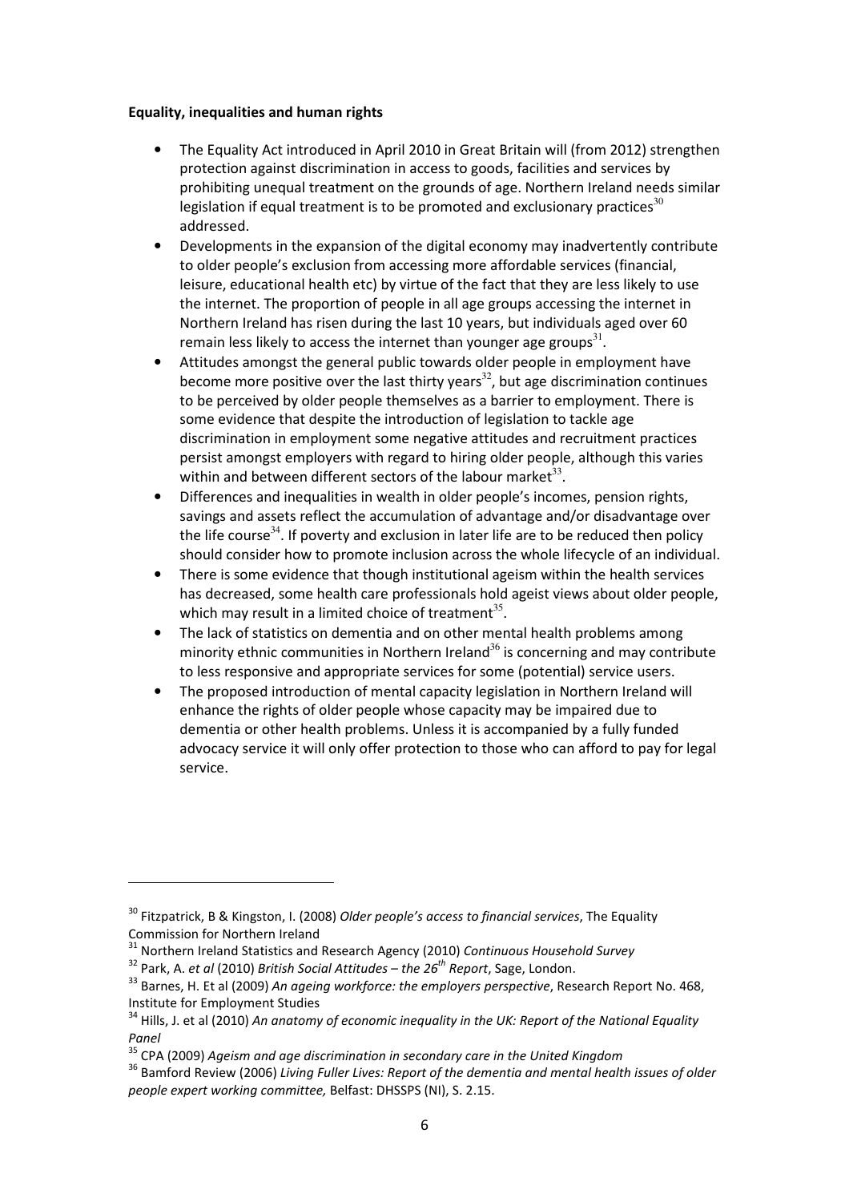**Equality, inequalities and human rights**

- The Equality Act introduced in April 2010 in Great Britain will (from 2012) strengthen protection against discrimination in access to goods, facilities and services by prohibiting unequal treatment on the grounds of age. Northern Ireland needs similar legislation if equal treatment is to be promoted and exclusionary practices[30] addressed.
- Developments in the expansion of the digital economy may inadvertently contribute to older people's exclusion from accessing more affordable services (financial, leisure, educational health etc) by virtue of the fact that they are less likely to use the internet. The proportion of people in all age groups accessing the internet in Northern Ireland has risen during the last 10 years, but individuals aged over 60 remain less likely to access the internet than younger age groups[31].
- Attitudes amongst the general public towards older people in employment have become more positive over the last thirty years[32], but age discrimination continues to be perceived by older people themselves as a barrier to employment. There is some evidence that despite the introduction of legislation to tackle age discrimination in employment some negative attitudes and recruitment practices persist amongst employers with regard to hiring older people, although this varies within and between different sectors of the labour market[33].
- Differences and inequalities in wealth in older people's incomes, pension rights, savings and assets reflect the accumulation of advantage and/or disadvantage over the life course[34]. If poverty and exclusion in later life are to be reduced then policy should consider how to promote inclusion across the whole lifecycle of an individual.
- There is some evidence that though institutional ageism within the health services has decreased, some health care professionals hold ageist views about older people, which may result in a limited choice of treatment[35].
- The lack of statistics on dementia and on other mental health problems among minority ethnic communities in Northern Ireland[36] is concerning and may contribute to less responsive and appropriate services for some (potential) service users.
- The proposed introduction of mental capacity legislation in Northern Ireland will enhance the rights of older people whose capacity may be impaired due to dementia or other health problems. Unless it is accompanied by a fully funded advocacy service it will only offer protection to those who can afford to pay for legal service.

---

[30] Fitzpatrick, B & Kingston, I. (2008) *Older people's access to financial services*, The Equality Commission for Northern Ireland

[31] Northern Ireland Statistics and Research Agency (2010) *Continuous Household Survey*

[32] Park, A. *et al* (2010) *British Social Attitudes – the 26th Report*, Sage, London.

[33] Barnes, H. Et al (2009) *An ageing workforce: the employers perspective*, Research Report No. 468, Institute for Employment Studies

[34] Hills, J. et al (2010) *An anatomy of economic inequality in the UK: Report of the National Equality Panel*

[35] CPA (2009) *Ageism and age discrimination in secondary care in the United Kingdom*

[36] Bamford Review (2006) *Living Fuller Lives: Report of the dementia and mental health issues of older people expert working committee,* Belfast: DHSSPS (NI), S. 2.15.